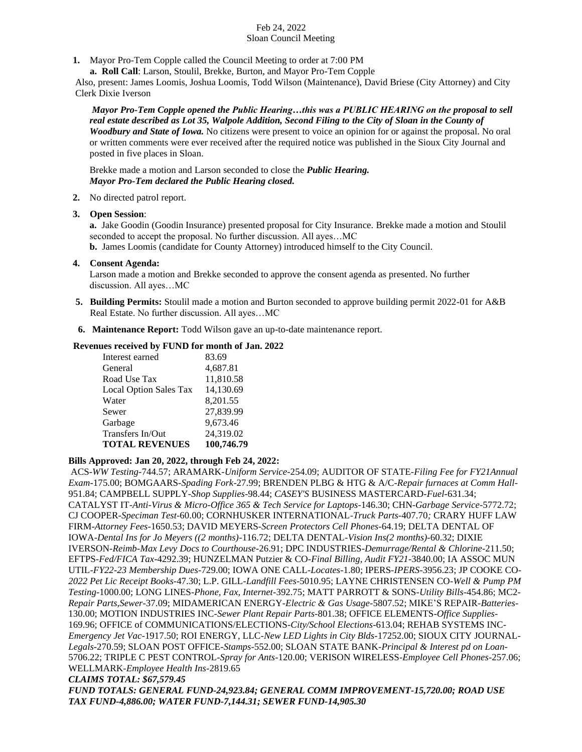Feb 24, 2022
Sloan Council Meeting

1. Mayor Pro-Tem Copple called the Council Meeting to order at 7:00 PM
   **a. Roll Call**: Larson, Stoulil, Brekke, Burton, and Mayor Pro-Tem Copple

Also, present: James Loomis, Joshua Loomis, Todd Wilson (Maintenance), David Briese (City Attorney) and City Clerk Dixie Iverson

***Mayor Pro-Tem Copple opened the Public Hearing…this was a PUBLIC HEARING on the proposal to sell real estate described as Lot 35, Walpole Addition, Second Filing to the City of Sloan in the County of Woodbury and State of Iowa.*** No citizens were present to voice an opinion for or against the proposal. No oral or written comments were ever received after the required notice was published in the Sioux City Journal and posted in five places in Sloan.

Brekke made a motion and Larson seconded to close the ***Public Hearing.***
***Mayor Pro-Tem declared the Public Hearing closed.***

2. No directed patrol report.

3. **Open Session**:
   **a.** Jake Goodin (Goodin Insurance) presented proposal for City Insurance. Brekke made a motion and Stoulil seconded to accept the proposal. No further discussion. All ayes…MC
   **b.** James Loomis (candidate for County Attorney) introduced himself to the City Council.

4. **Consent Agenda:**
   Larson made a motion and Brekke seconded to approve the consent agenda as presented. No further discussion. All ayes…MC

5. **Building Permits:** Stoulil made a motion and Burton seconded to approve building permit 2022-01 for A&B Real Estate. No further discussion. All ayes…MC

6. **Maintenance Report:** Todd Wilson gave an up-to-date maintenance report.

**Revenues received by FUND for month of Jan. 2022**

| | |
|---|---|
| Interest earned | 83.69 |
| General | 4,687.81 |
| Road Use Tax | 11,810.58 |
| Local Option Sales Tax | 14,130.69 |
| Water | 8,201.55 |
| Sewer | 27,839.99 |
| Garbage | 9,673.46 |
| Transfers In/Out | 24,319.02 |
| **TOTAL REVENUES** | **100,746.79** |

**Bills Approved: Jan 20, 2022, through Feb 24, 2022:**

ACS-*WW Testing*-744.57; ARAMARK-*Uniform Service*-254.09; AUDITOR OF STATE-*Filing Fee for FY21Annual Exam*-175.00; BOMGAARS-*Spading Fork*-27.99; BRENDEN PLBG & HTG & A/C-*Repair furnaces at Comm Hall*-951.84; CAMPBELL SUPPLY-*Shop Supplies*-98.44; *CASEY'S* BUSINESS MASTERCARD-*Fuel*-631.34; CATALYST IT-*Anti-Virus & Micro-Office 365 & Tech Service for Laptops*-146.30; CHN-*Garbage Service*-5772.72; CJ COOPER-*Speciman Test*-60.00; CORNHUSKER INTERNATIONAL-*Truck Parts*-407.70*;* CRARY HUFF LAW FIRM-*Attorney Fees*-1650.53; DAVID MEYERS-*Screen Protectors Cell Phones*-64.19; DELTA DENTAL OF IOWA-*Dental Ins for Jo Meyers ((2 months)*-116.72; DELTA DENTAL-*Vision Ins(2 months)*-60.32; DIXIE IVERSON-*Reimb-Max Levy Docs to Courthouse*-26.91; DPC INDUSTRIES-*Demurrage/Rental & Chlorine*-211.50; EFTPS-*Fed/FICA Tax*-4292.39; HUNZELMAN Putzier & CO-*Final Billing, Audit FY21*-3840.00; IA ASSOC MUN UTIL-*FY22-23 Membership Dues*-729.00; IOWA ONE CALL-*Locates*-1.80; IPERS-*IPERS*-3956.23; JP COOKE CO-*2022 Pet Lic Receipt Books*-47.30; L.P. GILL-*Landfill Fees*-5010.95; LAYNE CHRISTENSEN CO-*Well & Pump PM Testing*-1000.00; LONG LINES-*Phone, Fax, Internet*-392.75; MATT PARROTT & SONS-*Utility Bills*-454.86; MC2-*Repair Parts,Sewer*-37.09; MIDAMERICAN ENERGY-*Electric & Gas Usage*-5807.52; MIKE'S REPAIR-*Batteries*-130.00; MOTION INDUSTRIES INC-*Sewer Plant Repair Parts*-801.38; OFFICE ELEMENTS-*Office Supplies*-169.96; OFFICE of COMMUNICATIONS/ELECTIONS-*City/School Elections*-613.04; REHAB SYSTEMS INC-*Emergency Jet Vac*-1917.50; ROI ENERGY, LLC-*New LED Lights in City Blds*-17252.00; SIOUX CITY JOURNAL-*Legals*-270.59; SLOAN POST OFFICE-*Stamps*-552.00; SLOAN STATE BANK-*Principal & Interest pd on Loan*-5706.22; TRIPLE C PEST CONTROL-*Spray for Ants*-120.00; VERISON WIRELESS-*Employee Cell Phones*-257.06; WELLMARK-*Employee Health Ins*-2819.65

***CLAIMS TOTAL: $67,579.45***

***FUND TOTALS: GENERAL FUND-24,923.84; GENERAL COMM IMPROVEMENT-15,720.00; ROAD USE TAX FUND-4,886.00; WATER FUND-7,144.31; SEWER FUND-14,905.30***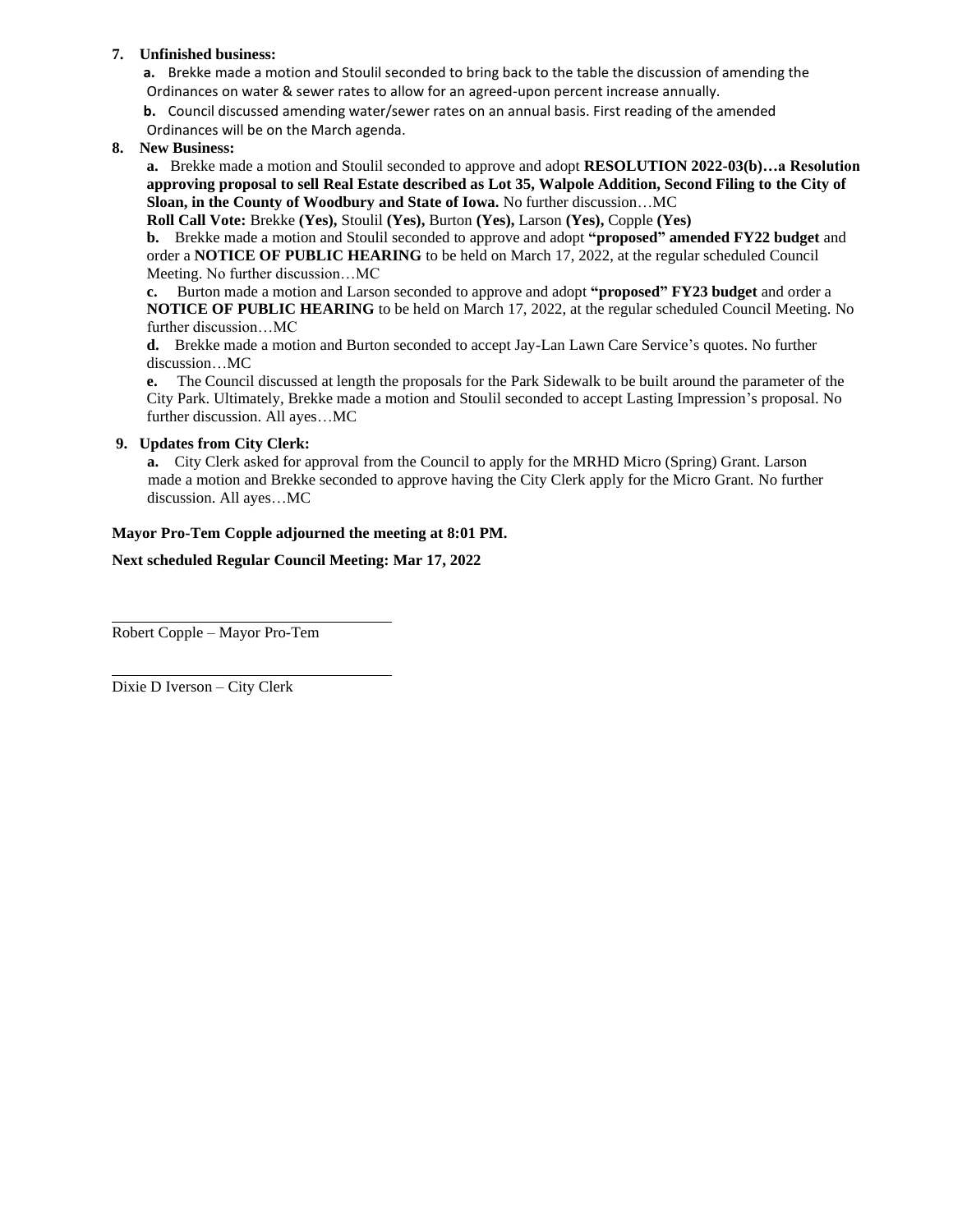**7. Unfinished business:**

**a.** Brekke made a motion and Stoulil seconded to bring back to the table the discussion of amending the Ordinances on water & sewer rates to allow for an agreed-upon percent increase annually.

**b.** Council discussed amending water/sewer rates on an annual basis. First reading of the amended Ordinances will be on the March agenda.

**8. New Business:**

**a.** Brekke made a motion and Stoulil seconded to approve and adopt **RESOLUTION 2022-03(b)…a Resolution approving proposal to sell Real Estate described as Lot 35, Walpole Addition, Second Filing to the City of Sloan, in the County of Woodbury and State of Iowa.** No further discussion…MC

**Roll Call Vote:** Brekke **(Yes),** Stoulil **(Yes),** Burton **(Yes),** Larson **(Yes),** Copple **(Yes)**

**b.** Brekke made a motion and Stoulil seconded to approve and adopt **"proposed" amended FY22 budget** and order a **NOTICE OF PUBLIC HEARING** to be held on March 17, 2022, at the regular scheduled Council Meeting. No further discussion…MC

**c.** Burton made a motion and Larson seconded to approve and adopt **"proposed" FY23 budget** and order a **NOTICE OF PUBLIC HEARING** to be held on March 17, 2022, at the regular scheduled Council Meeting. No further discussion…MC

**d.** Brekke made a motion and Burton seconded to accept Jay-Lan Lawn Care Service's quotes. No further discussion…MC

**e.** The Council discussed at length the proposals for the Park Sidewalk to be built around the parameter of the City Park. Ultimately, Brekke made a motion and Stoulil seconded to accept Lasting Impression's proposal. No further discussion. All ayes…MC

**9. Updates from City Clerk:**

**a.** City Clerk asked for approval from the Council to apply for the MRHD Micro (Spring) Grant. Larson made a motion and Brekke seconded to approve having the City Clerk apply for the Micro Grant. No further discussion. All ayes…MC

**Mayor Pro-Tem Copple adjourned the meeting at 8:01 PM.**

**Next scheduled Regular Council Meeting: Mar 17, 2022**

Robert Copple – Mayor Pro-Tem

Dixie D Iverson – City Clerk